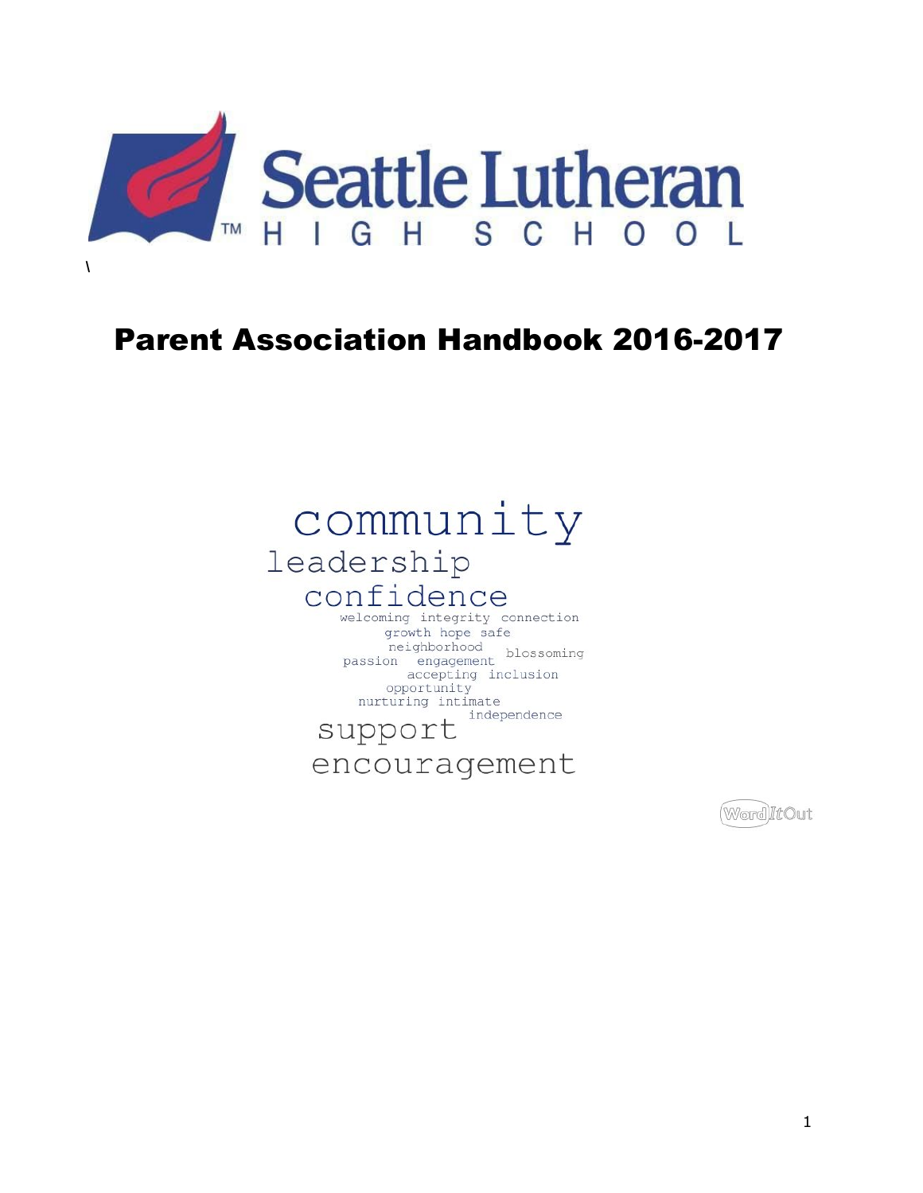Seattle Lutheran

HIGH SCHOOL

\

# Parent Association Handbook 2016-2017

community
leadership
confidence
welcoming integrity connection
growth hope safe
neighborhood
blossoming
passion engagement
accepting inclusion
opportunity
nurturing intimate
independence
support
encouragement

WordItOut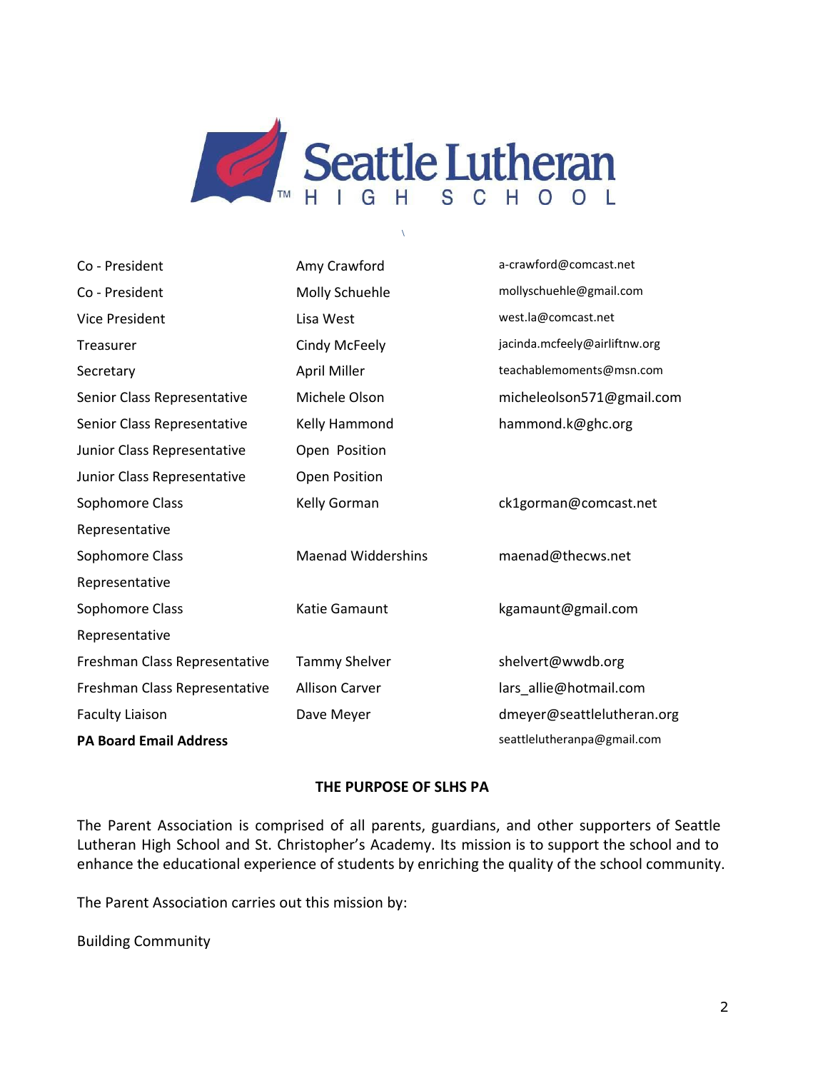# Seattle Lutheran High School

| Position | Name | Email |
|---|---|---|
| Co - President | Amy Crawford | a-crawford@comcast.net |
| Co - President | Molly Schuehle | mollyschuehle@gmail.com |
| Vice President | Lisa West | west.la@comcast.net |
| Treasurer | Cindy McFeely | jacinda.mcfeely@airliftnw.org |
| Secretary | April Miller | teachablemoments@msn.com |
| Senior Class Representative | Michele Olson | micheleolson571@gmail.com |
| Senior Class Representative | Kelly Hammond | hammond.k@ghc.org |
| Junior Class Representative | Open Position | |
| Junior Class Representative | Open Position | |
| Sophomore Class Representative | Kelly Gorman | ck1gorman@comcast.net |
| Sophomore Class Representative | Maenad Widdershins | maenad@thecws.net |
| Sophomore Class Representative | Katie Gamaunt | kgamaunt@gmail.com |
| Freshman Class Representative | Tammy Shelver | shelvert@wwdb.org |
| Freshman Class Representative | Allison Carver | lars_allie@hotmail.com |
| Faculty Liaison | Dave Meyer | dmeyer@seattlelutheran.org |
| **PA Board Email Address** | | seattlelutheranpa@gmail.com |

## THE PURPOSE OF SLHS PA

The Parent Association is comprised of all parents, guardians, and other supporters of Seattle Lutheran High School and St. Christopher's Academy. Its mission is to support the school and to enhance the educational experience of students by enriching the quality of the school community.

The Parent Association carries out this mission by:

Building Community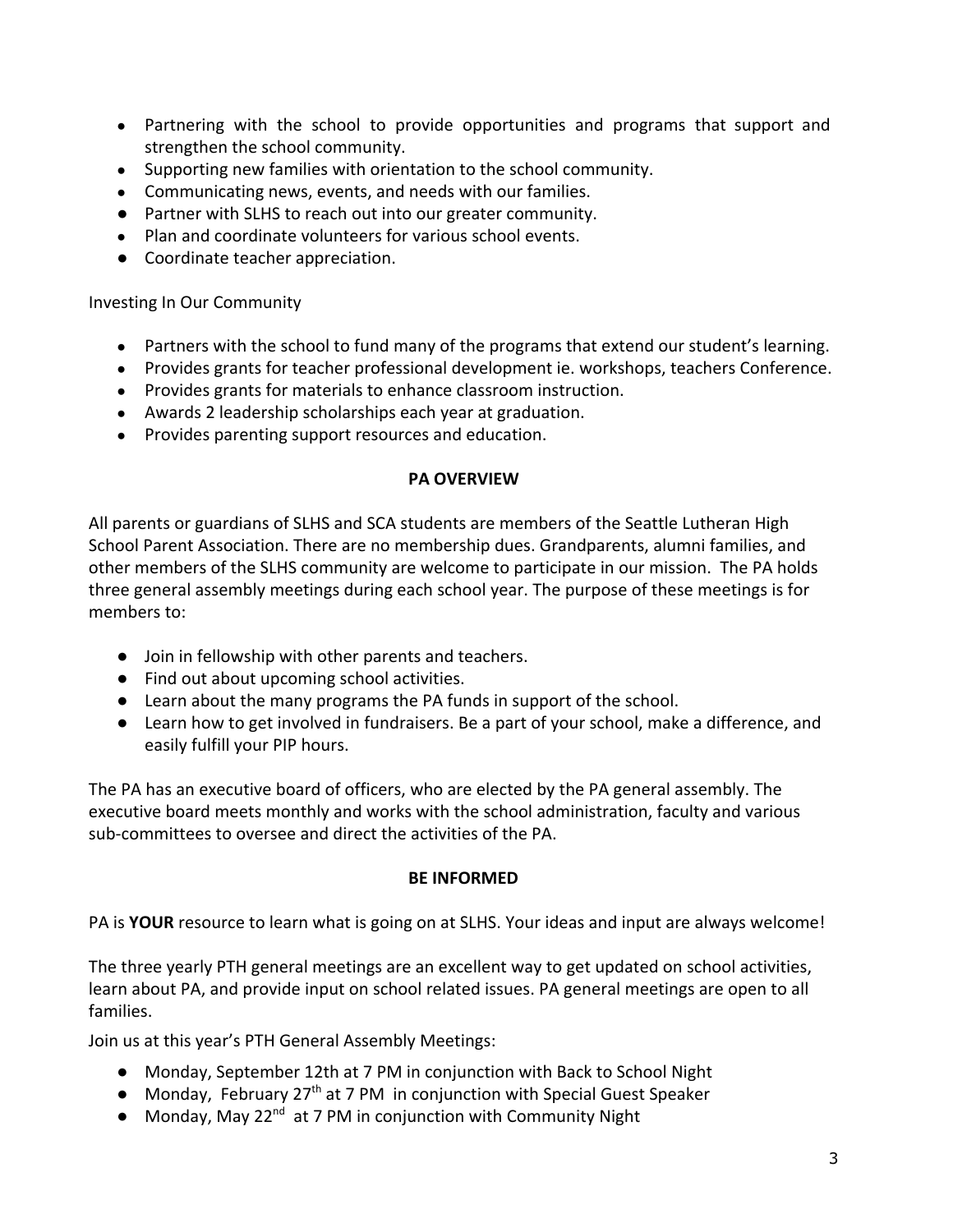- Partnering with the school to provide opportunities and programs that support and strengthen the school community.
- Supporting new families with orientation to the school community.
- Communicating news, events, and needs with our families.
- Partner with SLHS to reach out into our greater community.
- Plan and coordinate volunteers for various school events.
- Coordinate teacher appreciation.

Investing In Our Community

- Partners with the school to fund many of the programs that extend our student's learning.
- Provides grants for teacher professional development ie. workshops, teachers Conference.
- Provides grants for materials to enhance classroom instruction.
- Awards 2 leadership scholarships each year at graduation.
- Provides parenting support resources and education.

## PA OVERVIEW

All parents or guardians of SLHS and SCA students are members of the Seattle Lutheran High School Parent Association. There are no membership dues. Grandparents, alumni families, and other members of the SLHS community are welcome to participate in our mission. The PA holds three general assembly meetings during each school year. The purpose of these meetings is for members to:

- Join in fellowship with other parents and teachers.
- Find out about upcoming school activities.
- Learn about the many programs the PA funds in support of the school.
- Learn how to get involved in fundraisers. Be a part of your school, make a difference, and easily fulfill your PIP hours.

The PA has an executive board of officers, who are elected by the PA general assembly. The executive board meets monthly and works with the school administration, faculty and various sub-committees to oversee and direct the activities of the PA.

## BE INFORMED

PA is **YOUR** resource to learn what is going on at SLHS. Your ideas and input are always welcome!

The three yearly PTH general meetings are an excellent way to get updated on school activities, learn about PA, and provide input on school related issues. PA general meetings are open to all families.

Join us at this year's PTH General Assembly Meetings:

- Monday, September 12th at 7 PM in conjunction with Back to School Night
- Monday, February 27th at 7 PM in conjunction with Special Guest Speaker
- Monday, May 22nd at 7 PM in conjunction with Community Night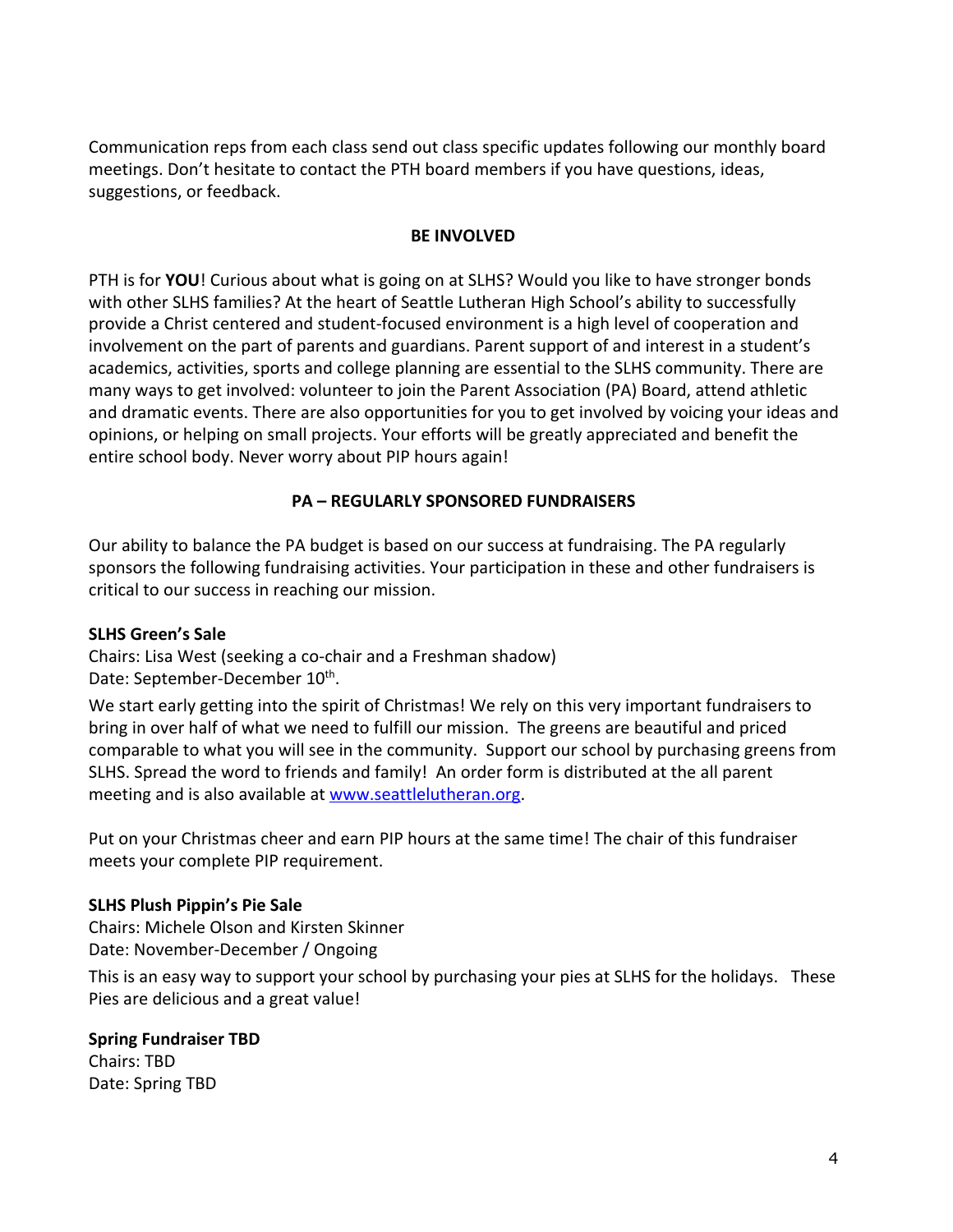Communication reps from each class send out class specific updates following our monthly board meetings. Don't hesitate to contact the PTH board members if you have questions, ideas, suggestions, or feedback.

## BE INVOLVED

PTH is for **YOU**! Curious about what is going on at SLHS? Would you like to have stronger bonds with other SLHS families? At the heart of Seattle Lutheran High School's ability to successfully provide a Christ centered and student-focused environment is a high level of cooperation and involvement on the part of parents and guardians. Parent support of and interest in a student's academics, activities, sports and college planning are essential to the SLHS community. There are many ways to get involved: volunteer to join the Parent Association (PA) Board, attend athletic and dramatic events. There are also opportunities for you to get involved by voicing your ideas and opinions, or helping on small projects. Your efforts will be greatly appreciated and benefit the entire school body. Never worry about PIP hours again!

## PA – REGULARLY SPONSORED FUNDRAISERS

Our ability to balance the PA budget is based on our success at fundraising. The PA regularly sponsors the following fundraising activities. Your participation in these and other fundraisers is critical to our success in reaching our mission.

**SLHS Green's Sale**
Chairs: Lisa West (seeking a co-chair and a Freshman shadow)
Date: September-December 10th.

We start early getting into the spirit of Christmas! We rely on this very important fundraisers to bring in over half of what we need to fulfill our mission. The greens are beautiful and priced comparable to what you will see in the community. Support our school by purchasing greens from SLHS. Spread the word to friends and family! An order form is distributed at the all parent meeting and is also available at [www.seattlelutheran.org](http://www.seattlelutheran.org).

Put on your Christmas cheer and earn PIP hours at the same time! The chair of this fundraiser meets your complete PIP requirement.

**SLHS Plush Pippin's Pie Sale**
Chairs: Michele Olson and Kirsten Skinner
Date: November-December / Ongoing

This is an easy way to support your school by purchasing your pies at SLHS for the holidays. These Pies are delicious and a great value!

**Spring Fundraiser TBD**
Chairs: TBD
Date: Spring TBD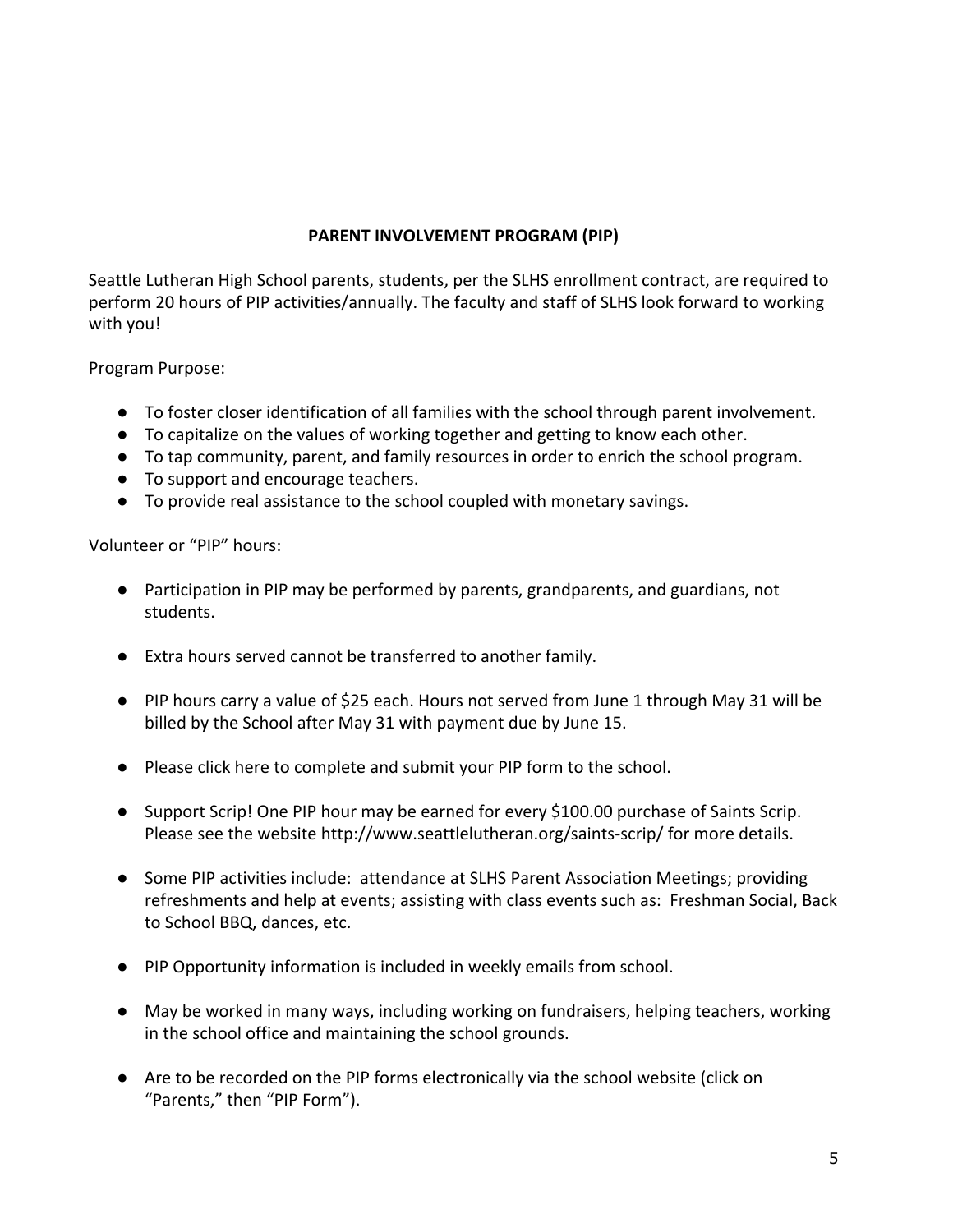## PARENT INVOLVEMENT PROGRAM (PIP)

Seattle Lutheran High School parents, students, per the SLHS enrollment contract, are required to perform 20 hours of PIP activities/annually. The faculty and staff of SLHS look forward to working with you!

Program Purpose:

- To foster closer identification of all families with the school through parent involvement.
- To capitalize on the values of working together and getting to know each other.
- To tap community, parent, and family resources in order to enrich the school program.
- To support and encourage teachers.
- To provide real assistance to the school coupled with monetary savings.

Volunteer or "PIP" hours:

- Participation in PIP may be performed by parents, grandparents, and guardians, not students.
- Extra hours served cannot be transferred to another family.
- PIP hours carry a value of $25 each. Hours not served from June 1 through May 31 will be billed by the School after May 31 with payment due by June 15.
- Please click here to complete and submit your PIP form to the school.
- Support Scrip! One PIP hour may be earned for every $100.00 purchase of Saints Scrip. Please see the website http://www.seattlelutheran.org/saints-scrip/ for more details.
- Some PIP activities include: attendance at SLHS Parent Association Meetings; providing refreshments and help at events; assisting with class events such as: Freshman Social, Back to School BBQ, dances, etc.
- PIP Opportunity information is included in weekly emails from school.
- May be worked in many ways, including working on fundraisers, helping teachers, working in the school office and maintaining the school grounds.
- Are to be recorded on the PIP forms electronically via the school website (click on "Parents," then "PIP Form").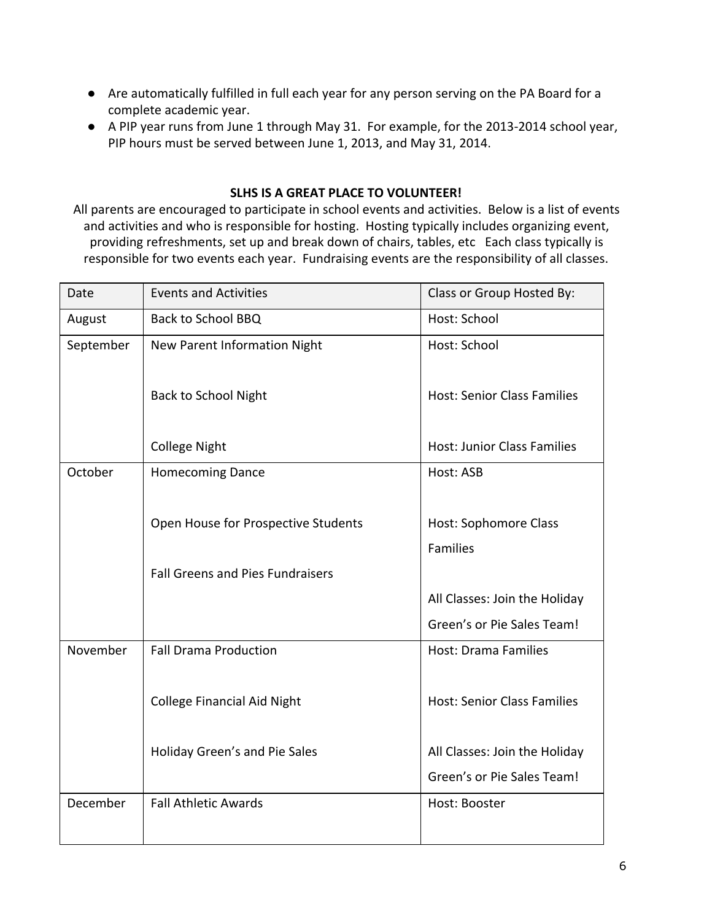- Are automatically fulfilled in full each year for any person serving on the PA Board for a complete academic year.
- A PIP year runs from June 1 through May 31. For example, for the 2013-2014 school year, PIP hours must be served between June 1, 2013, and May 31, 2014.

**SLHS IS A GREAT PLACE TO VOLUNTEER!**

All parents are encouraged to participate in school events and activities. Below is a list of events and activities and who is responsible for hosting. Hosting typically includes organizing event, providing refreshments, set up and break down of chairs, tables, etc Each class typically is responsible for two events each year. Fundraising events are the responsibility of all classes.

| Date | Events and Activities | Class or Group Hosted By: |
|---|---|---|
| August | Back to School BBQ | Host: School |
| September | New Parent Information Night | Host: School |
| | Back to School Night | Host: Senior Class Families |
| | College Night | Host: Junior Class Families |
| October | Homecoming Dance | Host: ASB |
| | Open House for Prospective Students | Host: Sophomore Class Families |
| | Fall Greens and Pies Fundraisers | All Classes: Join the Holiday Green's or Pie Sales Team! |
| November | Fall Drama Production | Host: Drama Families |
| | College Financial Aid Night | Host: Senior Class Families |
| | Holiday Green's and Pie Sales | All Classes: Join the Holiday Green's or Pie Sales Team! |
| December | Fall Athletic Awards | Host: Booster |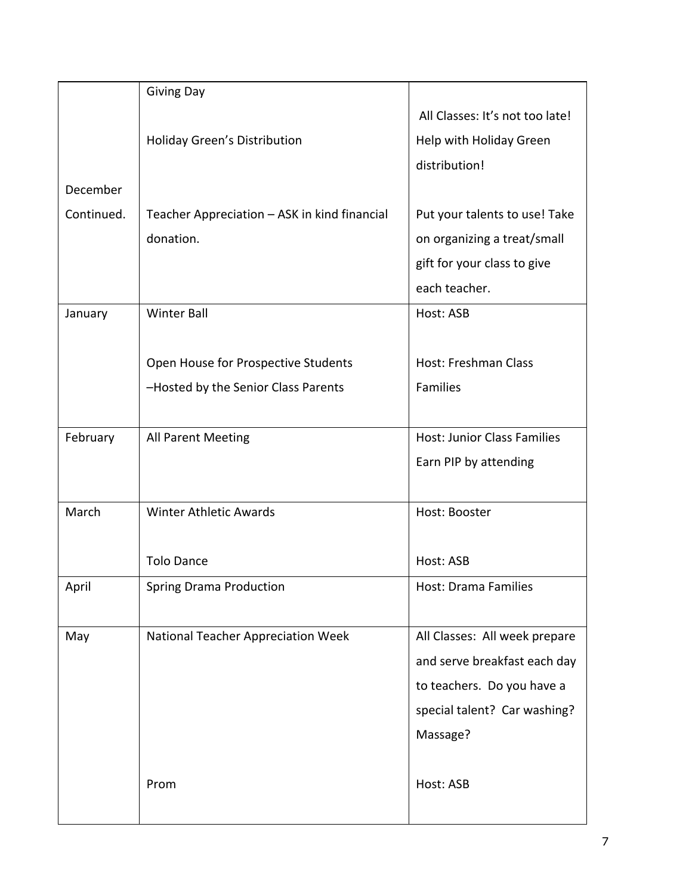| | | |
|---|---|---|
| December Continued. | Giving Day<br><br>Holiday Green's Distribution<br><br>Teacher Appreciation – ASK in kind financial donation. | All Classes: It's not too late! Help with Holiday Green distribution!<br><br>Put your talents to use! Take on organizing a treat/small gift for your class to give each teacher. |
| January | Winter Ball<br><br>Open House for Prospective Students –Hosted by the Senior Class Parents | Host: ASB<br><br>Host: Freshman Class Families |
| February | All Parent Meeting | Host: Junior Class Families Earn PIP by attending |
| March | Winter Athletic Awards<br><br>Tolo Dance | Host: Booster<br><br>Host: ASB |
| April | Spring Drama Production | Host: Drama Families |
| May | National Teacher Appreciation Week<br><br>Prom | All Classes: All week prepare and serve breakfast each day to teachers. Do you have a special talent? Car washing? Massage?<br><br>Host: ASB |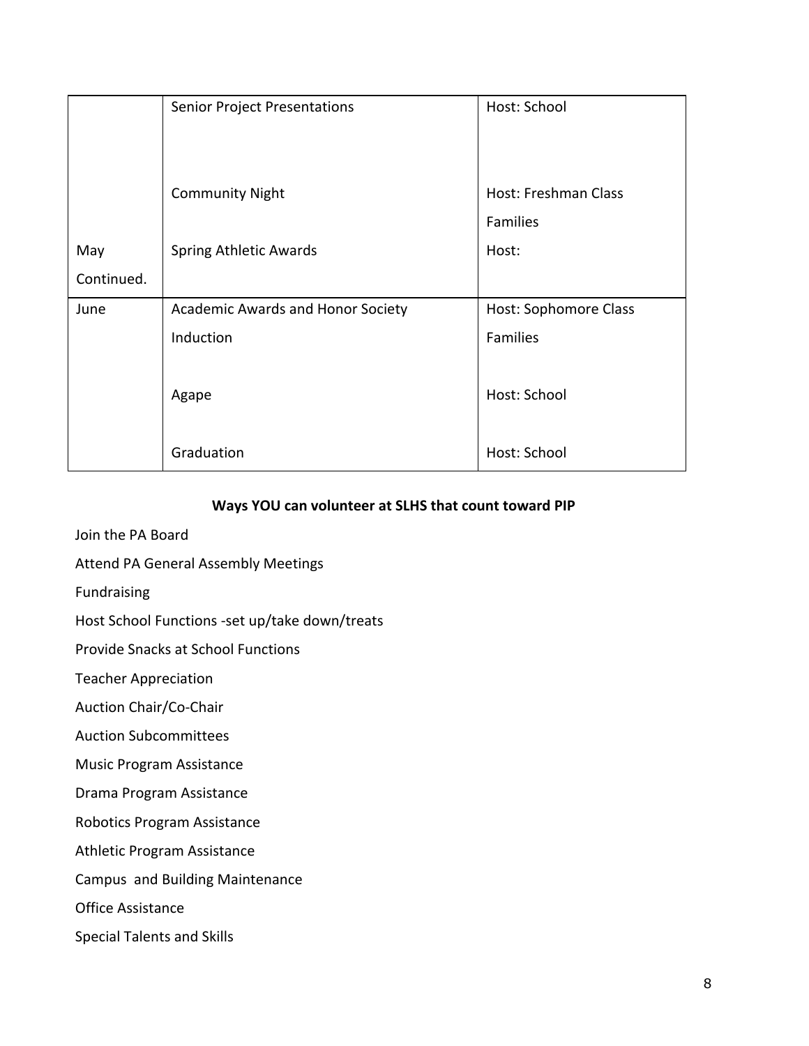| | | |
|---|---|---|
| May Continued. | Senior Project Presentations | Host: School |
| | Community Night | Host: Freshman Class Families |
| | Spring Athletic Awards | Host: |
| June | Academic Awards and Honor Society Induction | Host: Sophomore Class Families |
| | Agape | Host: School |
| | Graduation | Host: School |

**Ways YOU can volunteer at SLHS that count toward PIP**

Join the PA Board

Attend PA General Assembly Meetings

Fundraising

Host School Functions -set up/take down/treats

Provide Snacks at School Functions

Teacher Appreciation

Auction Chair/Co-Chair

Auction Subcommittees

Music Program Assistance

Drama Program Assistance

Robotics Program Assistance

Athletic Program Assistance

Campus and Building Maintenance

Office Assistance

Special Talents and Skills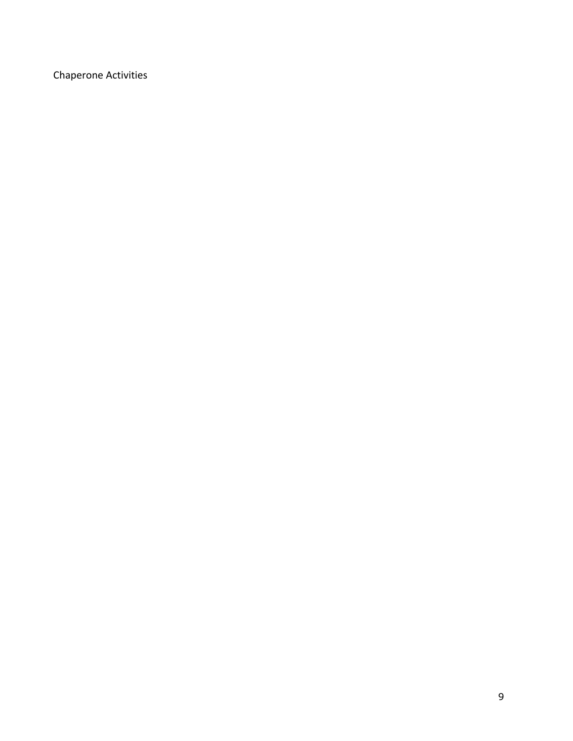Chaperone Activities